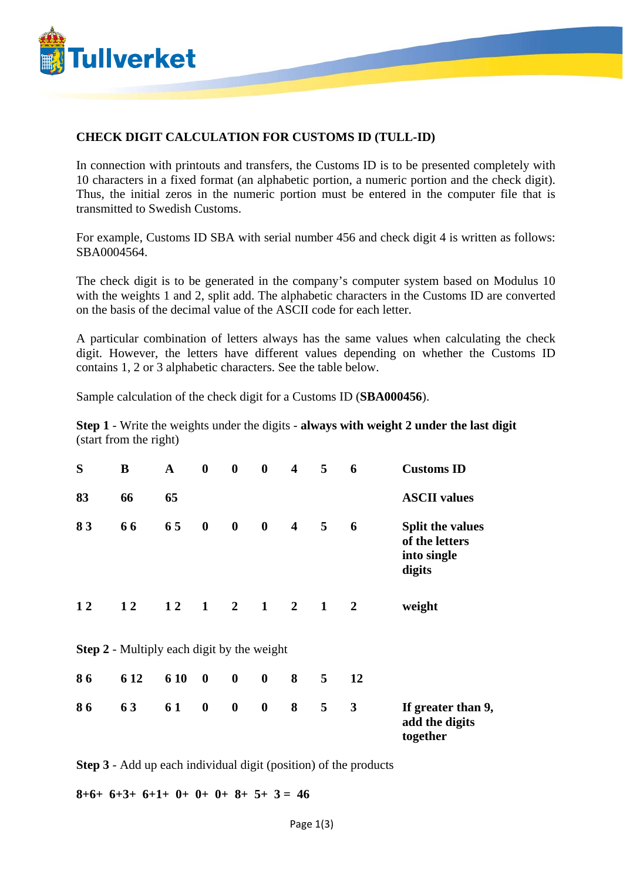## CHECK DIGIT CALCULATION FOR CUSTOMS ID (TULL-ID)

In connection with printouts and transfers, the Customs ID is to be presented completely with 10 characters in a fixed format (an alphabetic portion, a numeric portion and the check digit). Thus, the initial zeros in the numeric portion must be entered in the computer file that is transmitted to Swedish Customs.

For example, Customs ID SBA with serial number 456 and check digit 4 is written as follows: SBA0004564.

The check digit is to be generated in the company's computer system based on Modulus 10 with the weights 1 and 2, split add. The alphabetic characters in the Customs ID are converted on the basis of the decimal value of the ASCII code for each letter.

A particular combination of letters always has the same values when calculating the check digit. However, the letters have different values depending on whether the Customs ID contains 1, 2 or 3 alphabetic characters. See the table below.

Sample calculation of the check digit for a Customs ID (**SBA000456**).

**Step 1** - Write the weights under the digits - **always with weight 2 under the last digit** (start from the right)

| **S** | **B** | **A** | **0** | **0** | **0** | **4** | **5** | **6** | **Customs ID** |
|---|---|---|---|---|---|---|---|---|---|
| **83** | **66** | **65** | | | | | | | **ASCII values** |
| **8 3** | **6 6** | **6 5** | **0** | **0** | **0** | **4** | **5** | **6** | **Split the values of the letters into single digits** |
| **1 2** | **1 2** | **1 2** | **1** | **2** | **1** | **2** | **1** | **2** | **weight** |

**Step 2** - Multiply each digit by the weight

| | | | | | | | | | |
|---|---|---|---|---|---|---|---|---|---|
| **8 6** | **6 12** | **6 10** | **0** | **0** | **0** | **8** | **5** | **12** | |
| **8 6** | **6 3** | **6 1** | **0** | **0** | **0** | **8** | **5** | **3** | **If greater than 9, add the digits together** |

**Step 3** - Add up each individual digit (position) of the products

**8+6+ 6+3+ 6+1+ 0+ 0+ 0+ 8+ 5+ 3 = 46**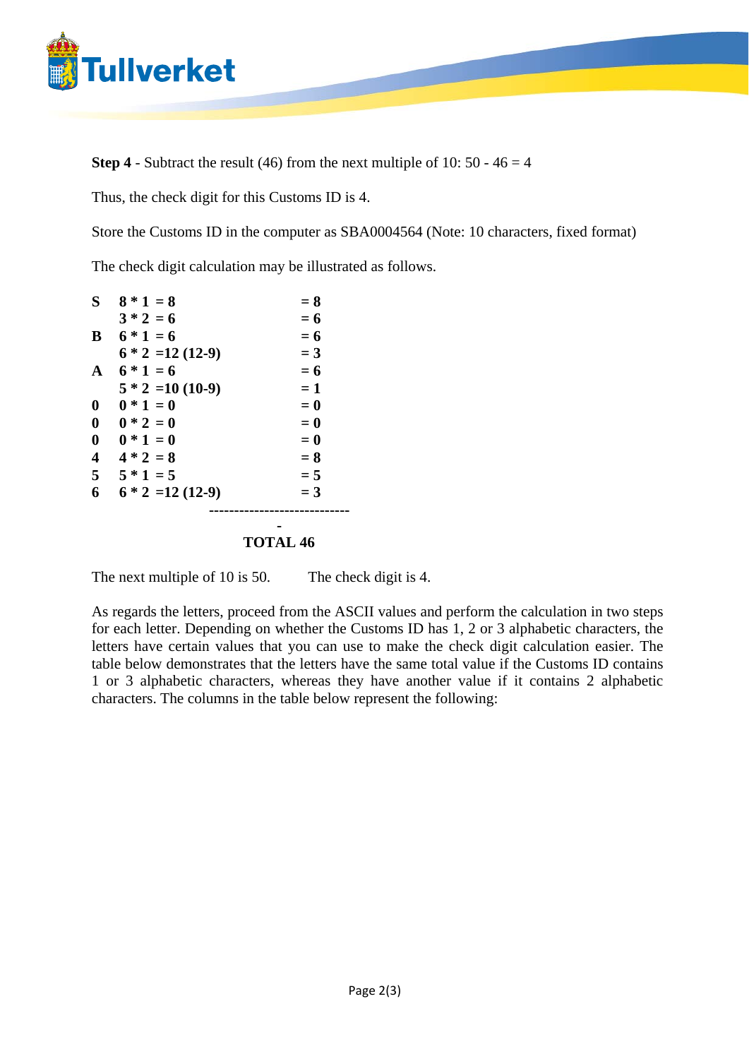**Step 4** - Subtract the result (46) from the next multiple of 10: 50 - 46 = 4

Thus, the check digit for this Customs ID is 4.

Store the Customs ID in the computer as SBA0004564 (Note: 10 characters, fixed format)

The check digit calculation may be illustrated as follows.

| | | |
|---|---|---|
| **S** | **8 * 1 = 8** | **= 8** |
| | **3 * 2 = 6** | **= 6** |
| **B** | **6 * 1 = 6** | **= 6** |
| | **6 * 2 =12 (12-9)** | **= 3** |
| **A** | **6 * 1 = 6** | **= 6** |
| | **5 * 2 =10 (10-9)** | **= 1** |
| **0** | **0 * 1 = 0** | **= 0** |
| **0** | **0 * 2 = 0** | **= 0** |
| **0** | **0 * 1 = 0** | **= 0** |
| **4** | **4 * 2 = 8** | **= 8** |
| **5** | **5 * 1 = 5** | **= 5** |
| **6** | **6 * 2 =12 (12-9)** | **= 3** |
| | | **TOTAL 46** |

The next multiple of 10 is 50.  The check digit is 4.

As regards the letters, proceed from the ASCII values and perform the calculation in two steps for each letter. Depending on whether the Customs ID has 1, 2 or 3 alphabetic characters, the letters have certain values that you can use to make the check digit calculation easier. The table below demonstrates that the letters have the same total value if the Customs ID contains 1 or 3 alphabetic characters, whereas they have another value if it contains 2 alphabetic characters. The columns in the table below represent the following: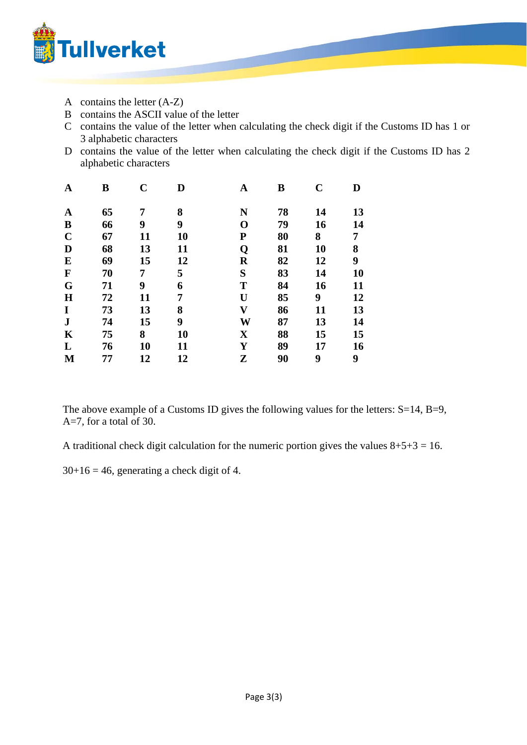A contains the letter (A-Z)
B contains the ASCII value of the letter
C contains the value of the letter when calculating the check digit if the Customs ID has 1 or 3 alphabetic characters
D contains the value of the letter when calculating the check digit if the Customs ID has 2 alphabetic characters

| **A** | **B** | **C** | **D** | **A** | **B** | **C** | **D** |
|---|---|---|---|---|---|---|---|
| **A** | **65** | **7** | **8** | **N** | **78** | **14** | **13** |
| **B** | **66** | **9** | **9** | **O** | **79** | **16** | **14** |
| **C** | **67** | **11** | **10** | **P** | **80** | **8** | **7** |
| **D** | **68** | **13** | **11** | **Q** | **81** | **10** | **8** |
| **E** | **69** | **15** | **12** | **R** | **82** | **12** | **9** |
| **F** | **70** | **7** | **5** | **S** | **83** | **14** | **10** |
| **G** | **71** | **9** | **6** | **T** | **84** | **16** | **11** |
| **H** | **72** | **11** | **7** | **U** | **85** | **9** | **12** |
| **I** | **73** | **13** | **8** | **V** | **86** | **11** | **13** |
| **J** | **74** | **15** | **9** | **W** | **87** | **13** | **14** |
| **K** | **75** | **8** | **10** | **X** | **88** | **15** | **15** |
| **L** | **76** | **10** | **11** | **Y** | **89** | **17** | **16** |
| **M** | **77** | **12** | **12** | **Z** | **90** | **9** | **9** |

The above example of a Customs ID gives the following values for the letters: S=14, B=9, A=7, for a total of 30.

A traditional check digit calculation for the numeric portion gives the values 8+5+3 = 16.

30+16 = 46, generating a check digit of 4.